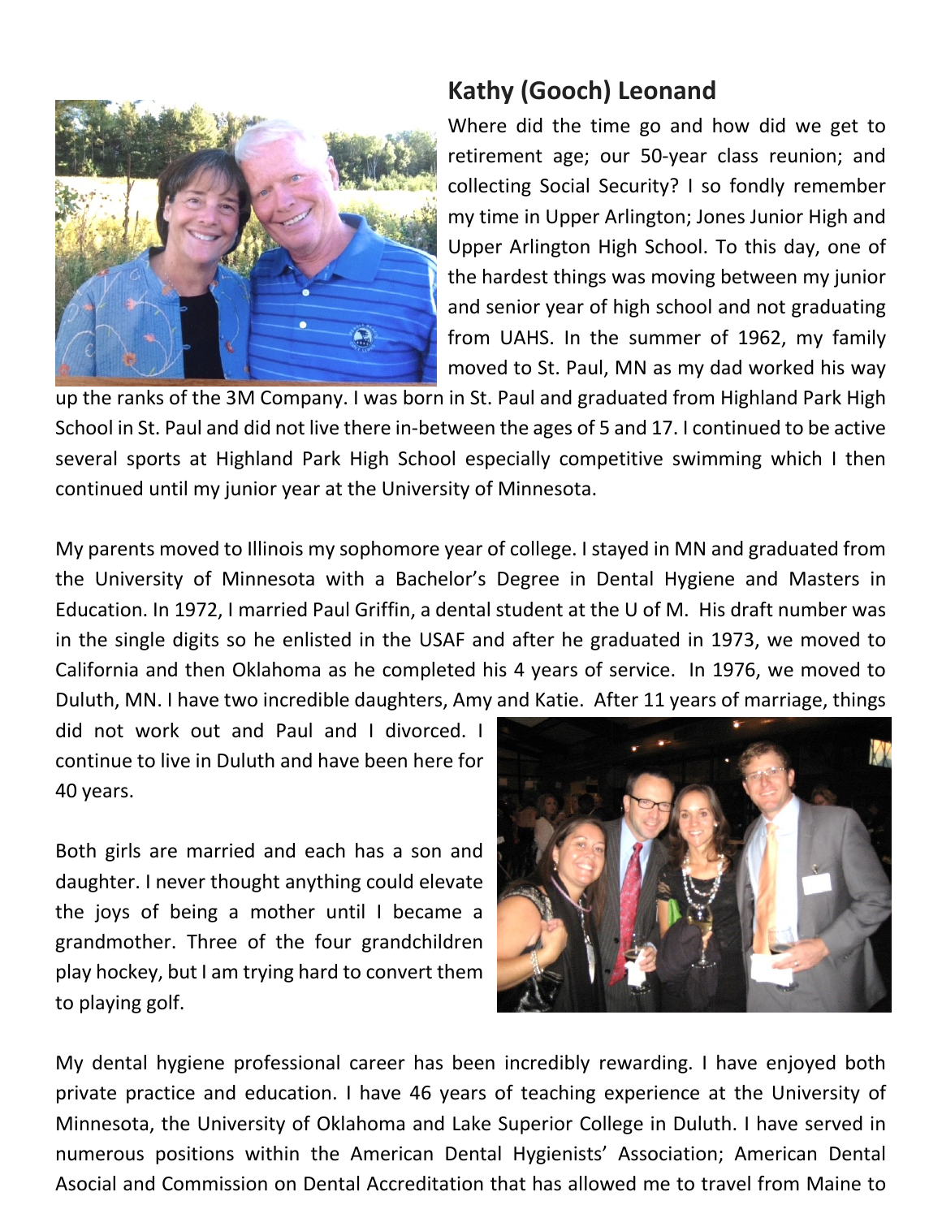## Kathy (Gooch) Leonand

Where did the time go and how did we get to retirement age; our 50-year class reunion; and collecting Social Security? I so fondly remember my time in Upper Arlington; Jones Junior High and Upper Arlington High School. To this day, one of the hardest things was moving between my junior and senior year of high school and not graduating from UAHS. In the summer of 1962, my family moved to St. Paul, MN as my dad worked his way up the ranks of the 3M Company. I was born in St. Paul and graduated from Highland Park High School in St. Paul and did not live there in-between the ages of 5 and 17. I continued to be active several sports at Highland Park High School especially competitive swimming which I then continued until my junior year at the University of Minnesota.

My parents moved to Illinois my sophomore year of college. I stayed in MN and graduated from the University of Minnesota with a Bachelor's Degree in Dental Hygiene and Masters in Education. In 1972, I married Paul Griffin, a dental student at the U of M. His draft number was in the single digits so he enlisted in the USAF and after he graduated in 1973, we moved to California and then Oklahoma as he completed his 4 years of service. In 1976, we moved to Duluth, MN. I have two incredible daughters, Amy and Katie. After 11 years of marriage, things did not work out and Paul and I divorced. I continue to live in Duluth and have been here for 40 years.

Both girls are married and each has a son and daughter. I never thought anything could elevate the joys of being a mother until I became a grandmother. Three of the four grandchildren play hockey, but I am trying hard to convert them to playing golf.

My dental hygiene professional career has been incredibly rewarding. I have enjoyed both private practice and education. I have 46 years of teaching experience at the University of Minnesota, the University of Oklahoma and Lake Superior College in Duluth. I have served in numerous positions within the American Dental Hygienists' Association; American Dental Asocial and Commission on Dental Accreditation that has allowed me to travel from Maine to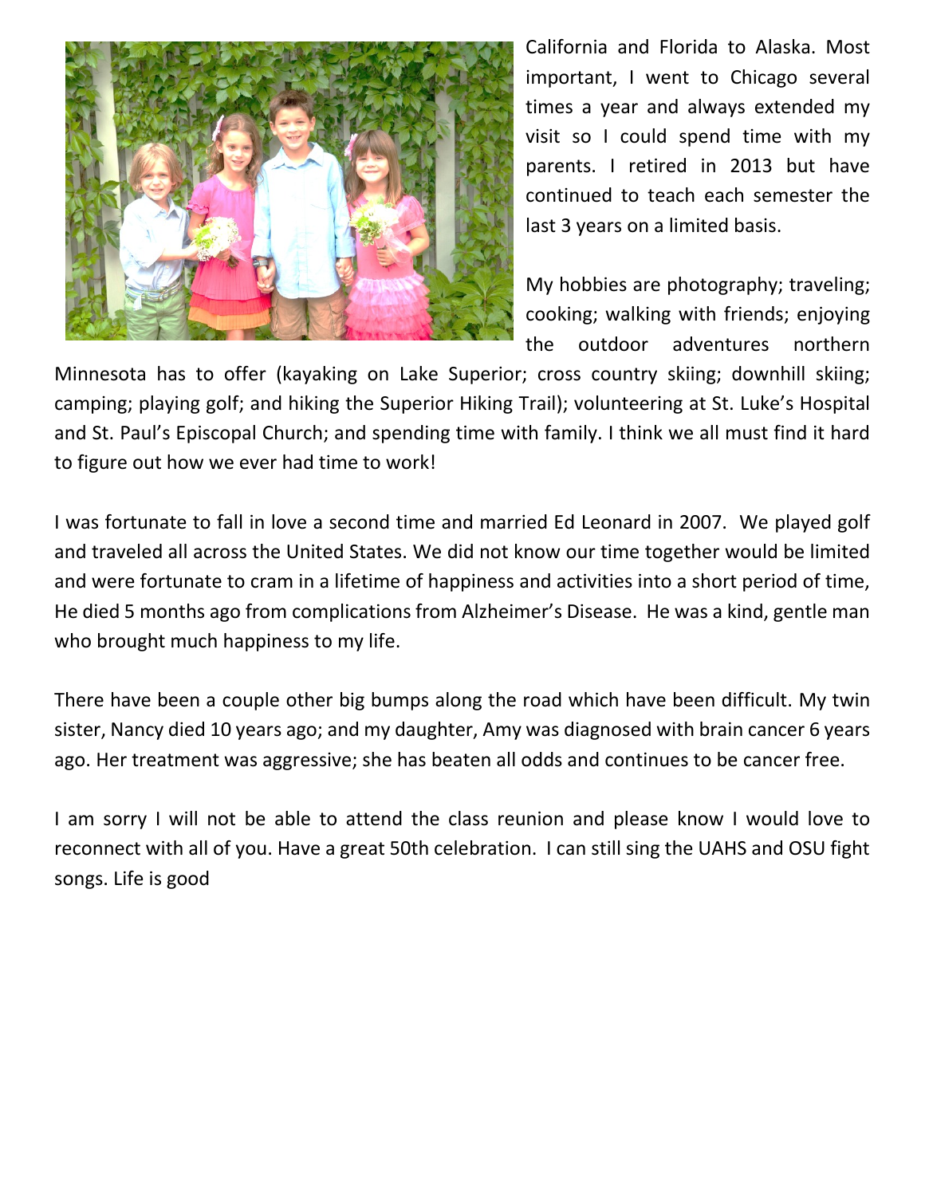California and Florida to Alaska. Most important, I went to Chicago several times a year and always extended my visit so I could spend time with my parents. I retired in 2013 but have continued to teach each semester the last 3 years on a limited basis.

My hobbies are photography; traveling; cooking; walking with friends; enjoying the outdoor adventures northern Minnesota has to offer (kayaking on Lake Superior; cross country skiing; downhill skiing; camping; playing golf; and hiking the Superior Hiking Trail); volunteering at St. Luke's Hospital and St. Paul's Episcopal Church; and spending time with family. I think we all must find it hard to figure out how we ever had time to work!

I was fortunate to fall in love a second time and married Ed Leonard in 2007. We played golf and traveled all across the United States. We did not know our time together would be limited and were fortunate to cram in a lifetime of happiness and activities into a short period of time, He died 5 months ago from complications from Alzheimer's Disease. He was a kind, gentle man who brought much happiness to my life.

There have been a couple other big bumps along the road which have been difficult. My twin sister, Nancy died 10 years ago; and my daughter, Amy was diagnosed with brain cancer 6 years ago. Her treatment was aggressive; she has beaten all odds and continues to be cancer free.

I am sorry I will not be able to attend the class reunion and please know I would love to reconnect with all of you. Have a great 50th celebration. I can still sing the UAHS and OSU fight songs. Life is good